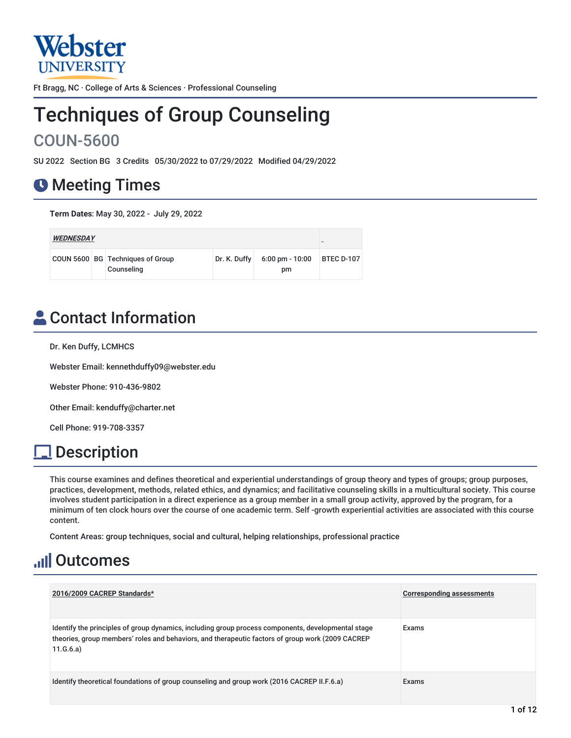Webster UNIVERSITY

Ft Bragg, NC · College of Arts & Sciences · Professional Counseling

# Techniques of Group Counseling

## COUN-5600

SU 2022 Section BG 3 Credits 05/30/2022 to 07/29/2022 Modified 04/29/2022

## Meeting Times

**Term Dates**: May 30, 2022 - July 29, 2022

| ***WEDNESDAY*** | | | | | _ |
|---|---|---|---|---|---|
| COUN 5600 | BG | Techniques of Group Counseling | Dr. K. Duffy | 6:00 pm - 10:00 pm | BTEC D-107 |

## Contact Information

Dr. Ken Duffy, LCMHCS

Webster Email: kennethduffy09@webster.edu

Webster Phone: 910-436-9802

Other Email: kenduffy@charter.net

Cell Phone: 919-708-3357

## Description

This course examines and defines theoretical and experiential understandings of group theory and types of groups; group purposes, practices, development, methods, related ethics, and dynamics; and facilitative counseling skills in a multicultural society. This course involves student participation in a direct experience as a group member in a small group activity, approved by the program, for a minimum of ten clock hours over the course of one academic term. Self -growth experiential activities are associated with this course content.

Content Areas: group techniques, social and cultural, helping relationships, professional practice

## Outcomes

| 2016/2009 CACREP Standards* | Corresponding assessments |
|---|---|
| Identify the principles of group dynamics, including group process components, developmental stage theories, group members' roles and behaviors, and therapeutic factors of group work (2009 CACREP 11.G.6.a) | Exams |
| Identify theoretical foundations of group counseling and group work (2016 CACREP II.F.6.a) | Exams |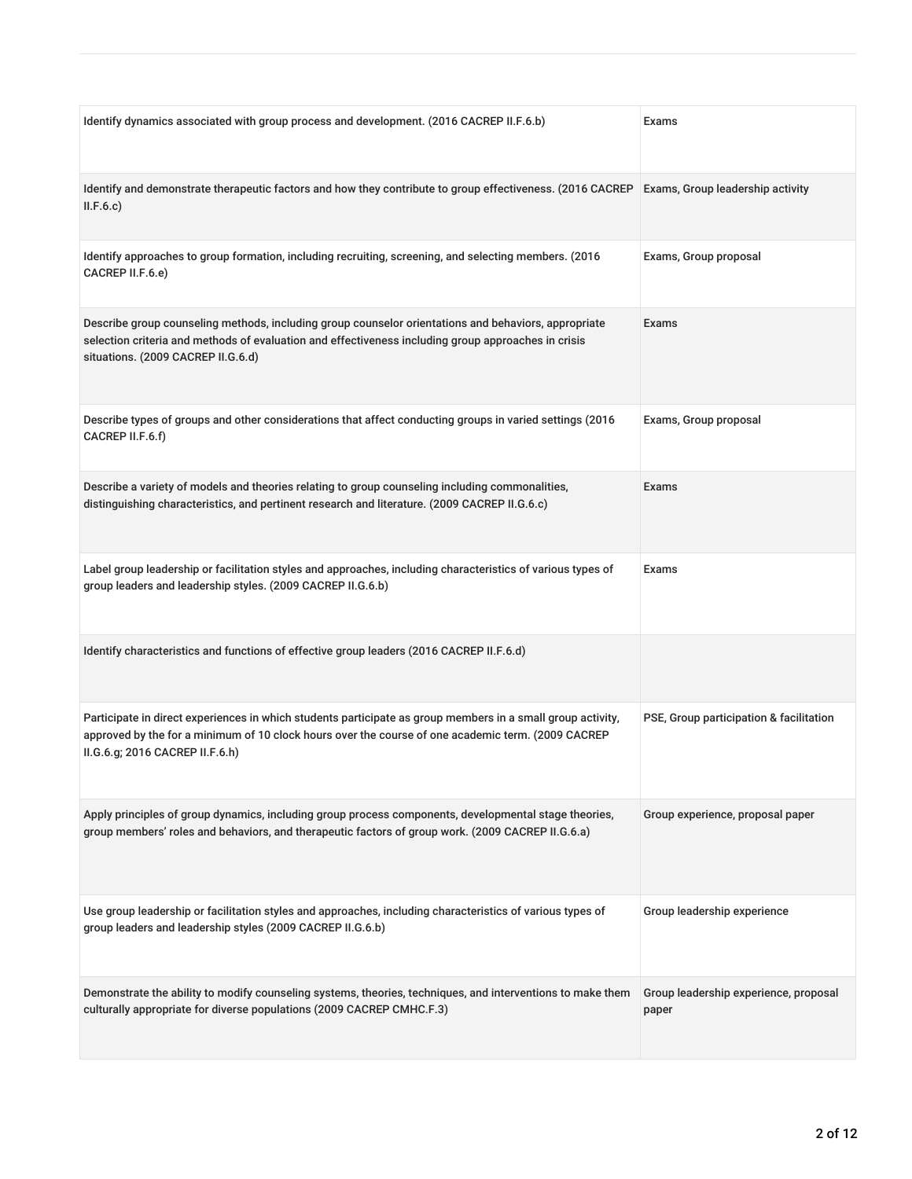| | |
|---|---|
| Identify dynamics associated with group process and development. (2016 CACREP II.F.6.b) | Exams |
| Identify and demonstrate therapeutic factors and how they contribute to group effectiveness. (2016 CACREP II.F.6.c) | Exams, Group leadership activity |
| Identify approaches to group formation, including recruiting, screening, and selecting members. (2016 CACREP II.F.6.e) | Exams, Group proposal |
| Describe group counseling methods, including group counselor orientations and behaviors, appropriate selection criteria and methods of evaluation and effectiveness including group approaches in crisis situations. (2009 CACREP II.G.6.d) | Exams |
| Describe types of groups and other considerations that affect conducting groups in varied settings (2016 CACREP II.F.6.f) | Exams, Group proposal |
| Describe a variety of models and theories relating to group counseling including commonalities, distinguishing characteristics, and pertinent research and literature. (2009 CACREP II.G.6.c) | Exams |
| Label group leadership or facilitation styles and approaches, including characteristics of various types of group leaders and leadership styles. (2009 CACREP II.G.6.b) | Exams |
| Identify characteristics and functions of effective group leaders (2016 CACREP II.F.6.d) | |
| Participate in direct experiences in which students participate as group members in a small group activity, approved by the for a minimum of 10 clock hours over the course of one academic term. (2009 CACREP II.G.6.g; 2016 CACREP II.F.6.h) | PSE, Group participation & facilitation |
| Apply principles of group dynamics, including group process components, developmental stage theories, group members' roles and behaviors, and therapeutic factors of group work. (2009 CACREP II.G.6.a) | Group experience, proposal paper |
| Use group leadership or facilitation styles and approaches, including characteristics of various types of group leaders and leadership styles (2009 CACREP II.G.6.b) | Group leadership experience |
| Demonstrate the ability to modify counseling systems, theories, techniques, and interventions to make them culturally appropriate for diverse populations (2009 CACREP CMHC.F.3) | Group leadership experience, proposal paper |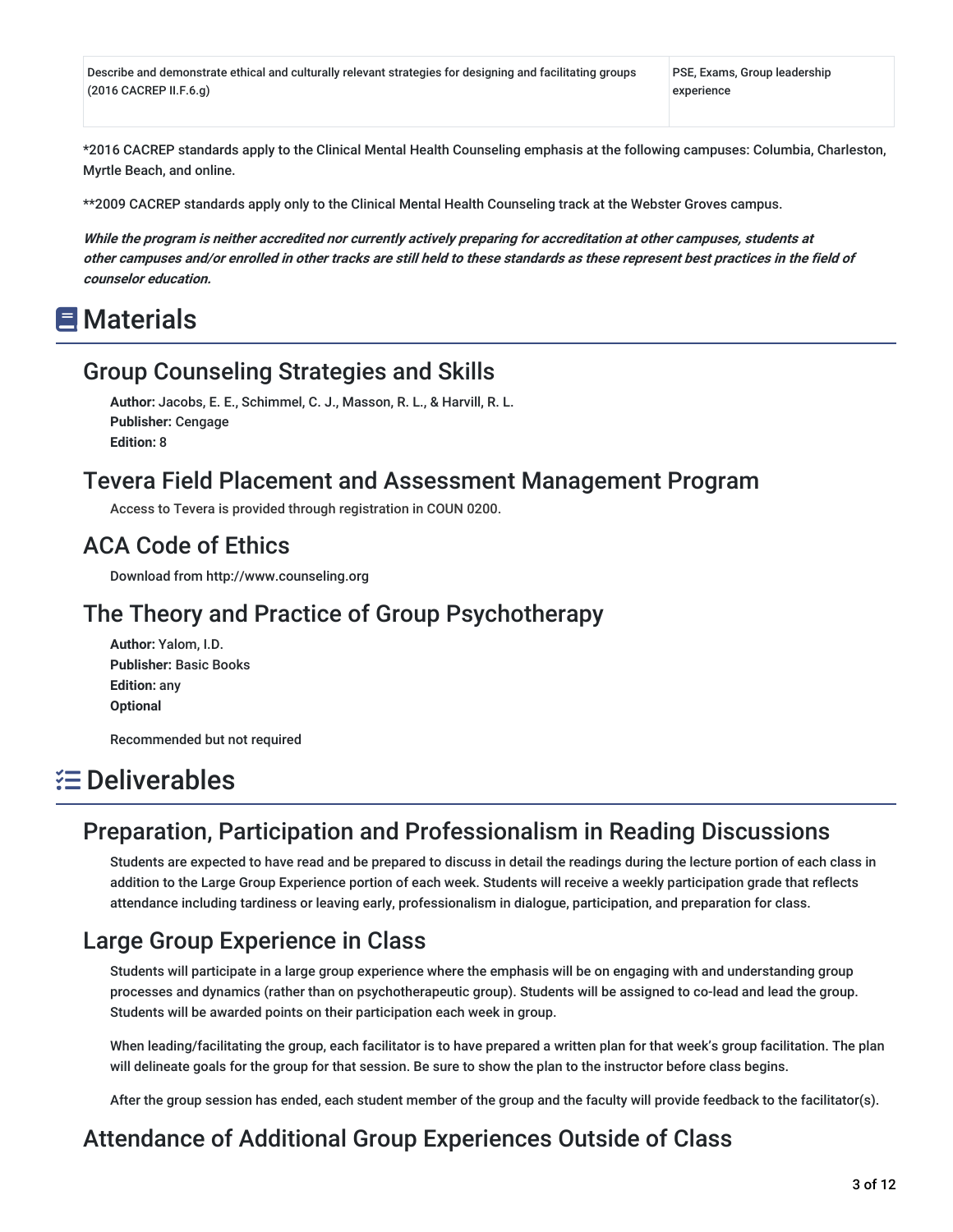| Describe and demonstrate ethical and culturally relevant strategies for designing and facilitating groups (2016 CACREP II.F.6.g) | PSE, Exams, Group leadership experience |
|---|---|

*2016 CACREP standards apply to the Clinical Mental Health Counseling emphasis at the following campuses: Columbia, Charleston, Myrtle Beach, and online.

**2009 CACREP standards apply only to the Clinical Mental Health Counseling track at the Webster Groves campus.

***While the program is neither accredited nor currently actively preparing for accreditation at other campuses, students at other campuses and/or enrolled in other tracks are still held to these standards as these represent best practices in the field of counselor education.***

# Materials

## Group Counseling Strategies and Skills

**Author:** Jacobs, E. E., Schimmel, C. J., Masson, R. L., & Harvill, R. L.
**Publisher:** Cengage
**Edition:** 8

## Tevera Field Placement and Assessment Management Program

Access to Tevera is provided through registration in COUN 0200.

## ACA Code of Ethics

Download from http://www.counseling.org

## The Theory and Practice of Group Psychotherapy

**Author:** Yalom, I.D.
**Publisher:** Basic Books
**Edition:** any
**Optional**

Recommended but not required

# Deliverables

## Preparation, Participation and Professionalism in Reading Discussions

Students are expected to have read and be prepared to discuss in detail the readings during the lecture portion of each class in addition to the Large Group Experience portion of each week. Students will receive a weekly participation grade that reflects attendance including tardiness or leaving early, professionalism in dialogue, participation, and preparation for class.

## Large Group Experience in Class

Students will participate in a large group experience where the emphasis will be on engaging with and understanding group processes and dynamics (rather than on psychotherapeutic group). Students will be assigned to co-lead and lead the group. Students will be awarded points on their participation each week in group.

When leading/facilitating the group, each facilitator is to have prepared a written plan for that week's group facilitation. The plan will delineate goals for the group for that session. Be sure to show the plan to the instructor before class begins.

After the group session has ended, each student member of the group and the faculty will provide feedback to the facilitator(s).

## Attendance of Additional Group Experiences Outside of Class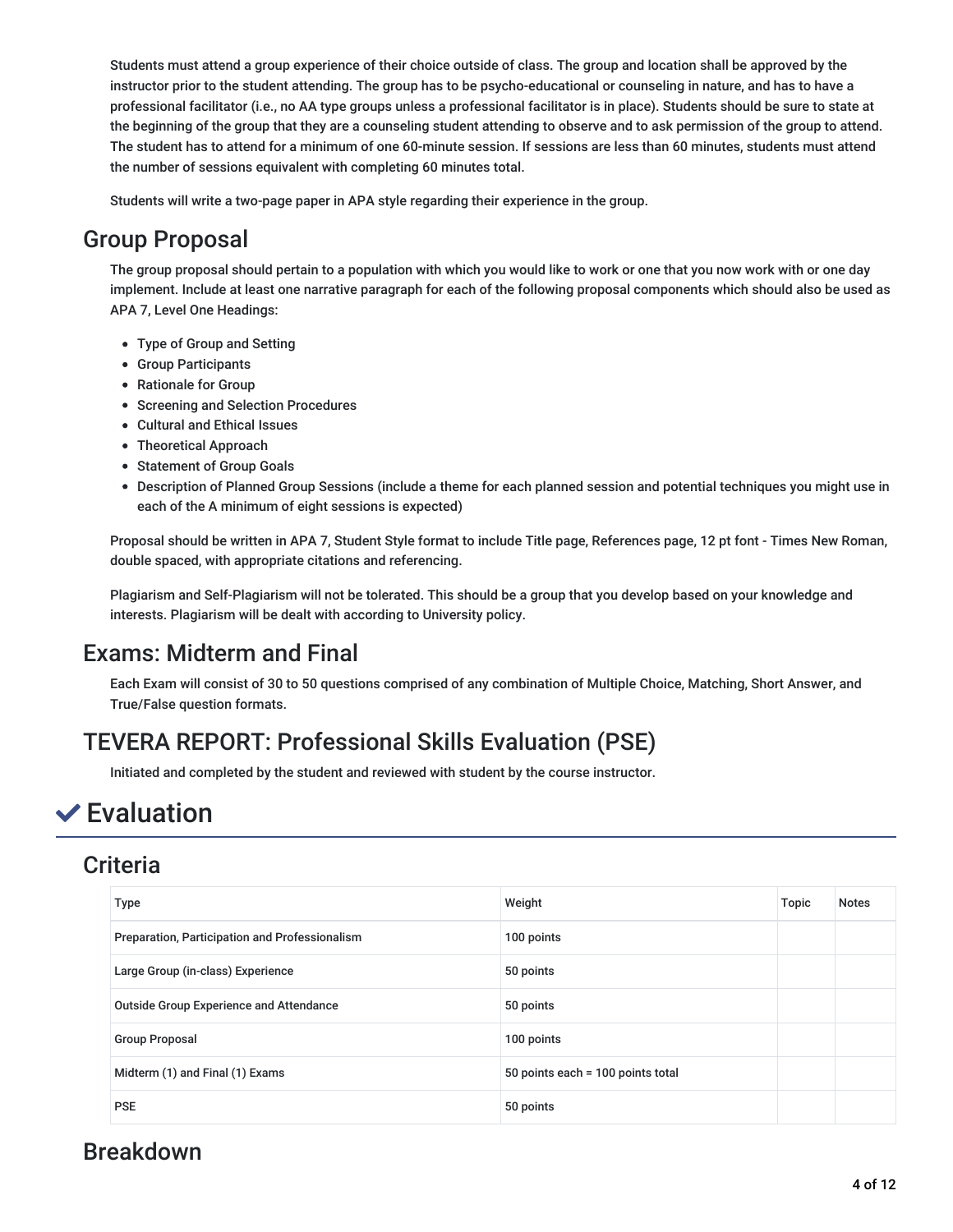Students must attend a group experience of their choice outside of class. The group and location shall be approved by the instructor prior to the student attending. The group has to be psycho-educational or counseling in nature, and has to have a professional facilitator (i.e., no AA type groups unless a professional facilitator is in place). Students should be sure to state at the beginning of the group that they are a counseling student attending to observe and to ask permission of the group to attend. The student has to attend for a minimum of one 60-minute session. If sessions are less than 60 minutes, students must attend the number of sessions equivalent with completing 60 minutes total.

Students will write a two-page paper in APA style regarding their experience in the group.

## Group Proposal

The group proposal should pertain to a population with which you would like to work or one that you now work with or one day implement. Include at least one narrative paragraph for each of the following proposal components which should also be used as APA 7, Level One Headings:

- Type of Group and Setting
- Group Participants
- Rationale for Group
- Screening and Selection Procedures
- Cultural and Ethical Issues
- Theoretical Approach
- Statement of Group Goals
- Description of Planned Group Sessions (include a theme for each planned session and potential techniques you might use in each of the A minimum of eight sessions is expected)

Proposal should be written in APA 7, Student Style format to include Title page, References page, 12 pt font - Times New Roman, double spaced, with appropriate citations and referencing.

Plagiarism and Self-Plagiarism will not be tolerated. This should be a group that you develop based on your knowledge and interests. Plagiarism will be dealt with according to University policy.

## Exams: Midterm and Final

Each Exam will consist of 30 to 50 questions comprised of any combination of Multiple Choice, Matching, Short Answer, and True/False question formats.

## TEVERA REPORT: Professional Skills Evaluation (PSE)

Initiated and completed by the student and reviewed with student by the course instructor.

# Evaluation

## Criteria

| Type | Weight | Topic | Notes |
|---|---|---|---|
| Preparation, Participation and Professionalism | 100 points | | |
| Large Group (in-class) Experience | 50 points | | |
| Outside Group Experience and Attendance | 50 points | | |
| Group Proposal | 100 points | | |
| Midterm (1) and Final (1) Exams | 50 points each = 100 points total | | |
| PSE | 50 points | | |

## Breakdown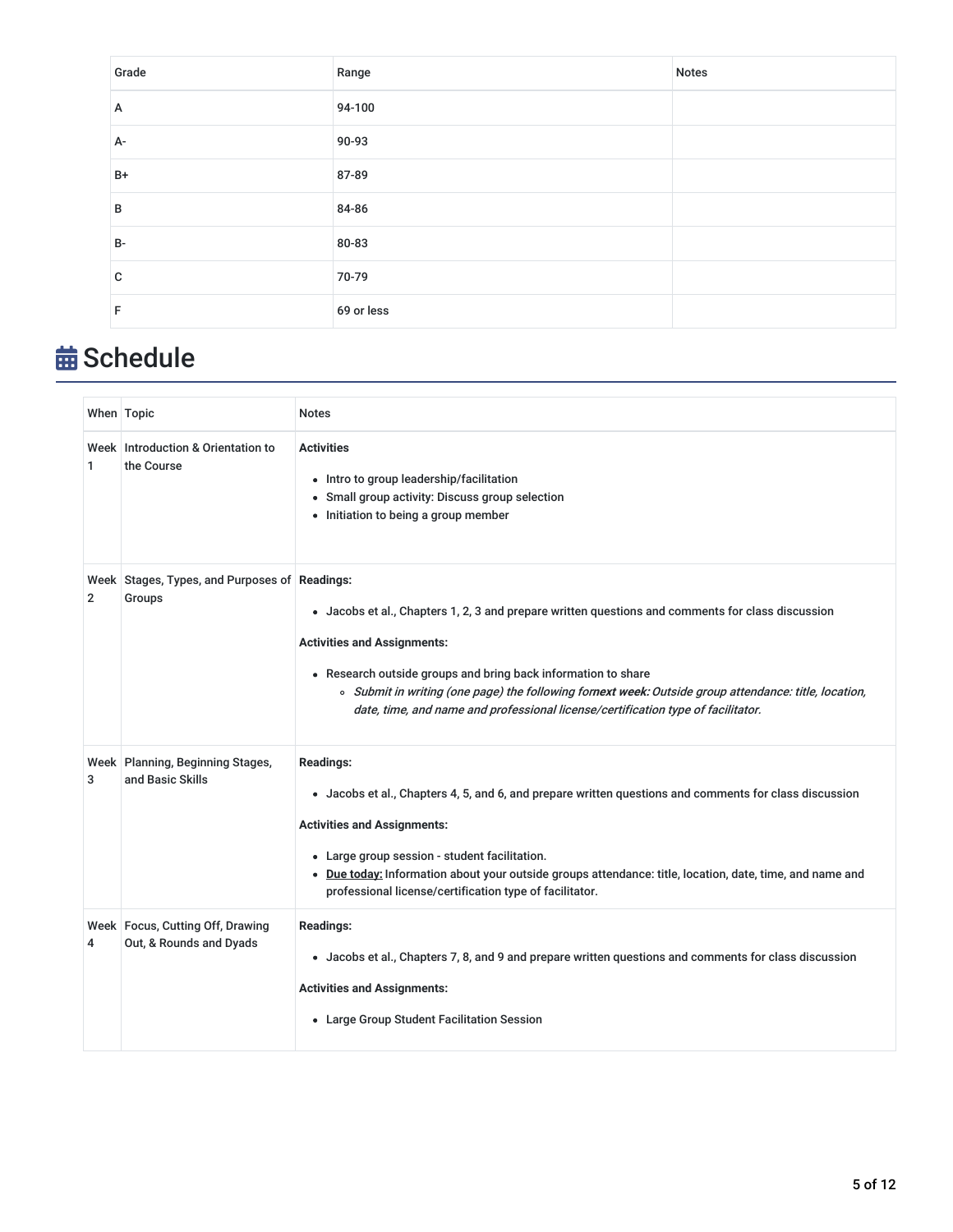| Grade | Range | Notes |
| --- | --- | --- |
| A | 94-100 | |
| A- | 90-93 | |
| B+ | 87-89 | |
| B | 84-86 | |
| B- | 80-83 | |
| C | 70-79 | |
| F | 69 or less | |

# Schedule

| When | Topic | Notes |
| --- | --- | --- |
| Week 1 | Introduction & Orientation to the Course | **Activities**<br>• Intro to group leadership/facilitation<br>• Small group activity: Discuss group selection<br>• Initiation to being a group member |
| Week 2 | Stages, Types, and Purposes of Groups | **Readings:**<br>• Jacobs et al., Chapters 1, 2, 3 and prepare written questions and comments for class discussion<br>**Activities and Assignments:**<br>• Research outside groups and bring back information to share<br>  ◦ *Submit in writing (one page) the following for**next week:** Outside group attendance: title, location, date, time, and name and professional license/certification type of facilitator.* |
| Week 3 | Planning, Beginning Stages, and Basic Skills | **Readings:**<br>• Jacobs et al., Chapters 4, 5, and 6, and prepare written questions and comments for class discussion<br>**Activities and Assignments:**<br>• Large group session - student facilitation.<br>• **Due today:** Information about your outside groups attendance: title, location, date, time, and name and professional license/certification type of facilitator. |
| Week 4 | Focus, Cutting Off, Drawing Out, & Rounds and Dyads | **Readings:**<br>• Jacobs et al., Chapters 7, 8, and 9 and prepare written questions and comments for class discussion<br>**Activities and Assignments:**<br>• Large Group Student Facilitation Session |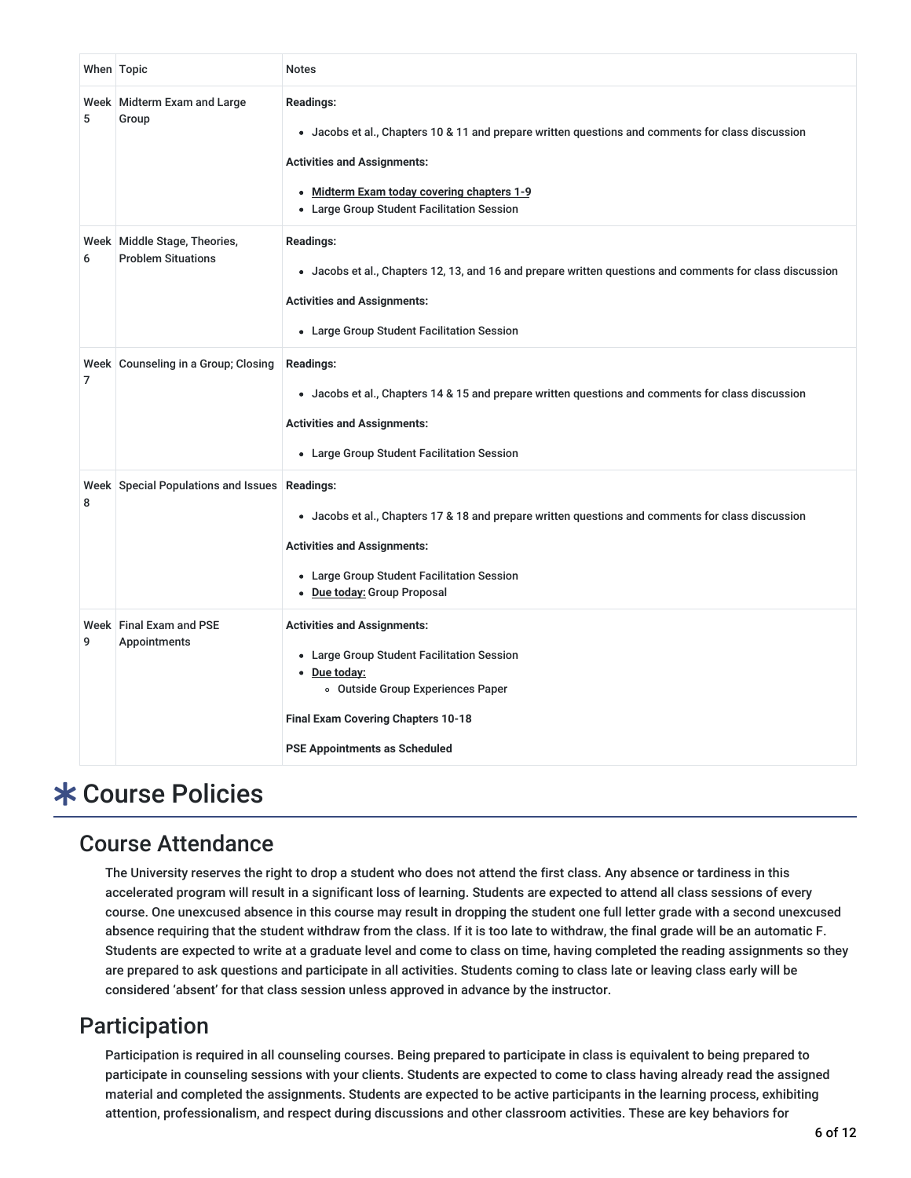| When | Topic | Notes |
|---|---|---|
| Week 5 | Midterm Exam and Large Group | **Readings:**<br>• Jacobs et al., Chapters 10 & 11 and prepare written questions and comments for class discussion<br>**Activities and Assignments:**<br>• **Midterm Exam today covering chapters 1-9**<br>• Large Group Student Facilitation Session |
| Week 6 | Middle Stage, Theories, Problem Situations | **Readings:**<br>• Jacobs et al., Chapters 12, 13, and 16 and prepare written questions and comments for class discussion<br>**Activities and Assignments:**<br>• Large Group Student Facilitation Session |
| Week 7 | Counseling in a Group; Closing | **Readings:**<br>• Jacobs et al., Chapters 14 & 15 and prepare written questions and comments for class discussion<br>**Activities and Assignments:**<br>• Large Group Student Facilitation Session |
| Week 8 | Special Populations and Issues | **Readings:**<br>• Jacobs et al., Chapters 17 & 18 and prepare written questions and comments for class discussion<br>**Activities and Assignments:**<br>• Large Group Student Facilitation Session<br>• **Due today:** Group Proposal |
| Week 9 | Final Exam and PSE Appointments | **Activities and Assignments:**<br>• Large Group Student Facilitation Session<br>• **Due today:**<br>  ◦ Outside Group Experiences Paper<br>**Final Exam Covering Chapters 10-18**<br>**PSE Appointments as Scheduled** |

# Course Policies

## Course Attendance

The University reserves the right to drop a student who does not attend the first class. Any absence or tardiness in this accelerated program will result in a significant loss of learning. Students are expected to attend all class sessions of every course. One unexcused absence in this course may result in dropping the student one full letter grade with a second unexcused absence requiring that the student withdraw from the class. If it is too late to withdraw, the final grade will be an automatic F. Students are expected to write at a graduate level and come to class on time, having completed the reading assignments so they are prepared to ask questions and participate in all activities. Students coming to class late or leaving class early will be considered 'absent' for that class session unless approved in advance by the instructor.

## Participation

Participation is required in all counseling courses. Being prepared to participate in class is equivalent to being prepared to participate in counseling sessions with your clients. Students are expected to come to class having already read the assigned material and completed the assignments. Students are expected to be active participants in the learning process, exhibiting attention, professionalism, and respect during discussions and other classroom activities. These are key behaviors for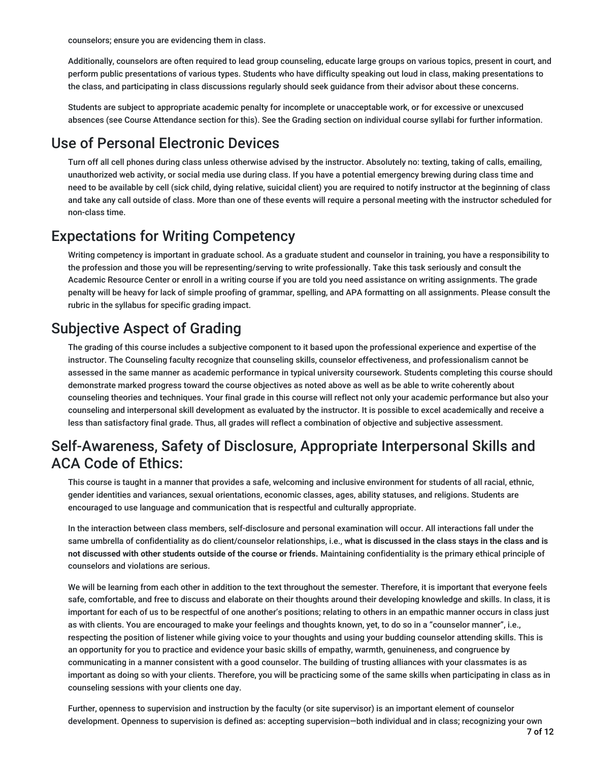counselors; ensure you are evidencing them in class.

Additionally, counselors are often required to lead group counseling, educate large groups on various topics, present in court, and perform public presentations of various types. Students who have difficulty speaking out loud in class, making presentations to the class, and participating in class discussions regularly should seek guidance from their advisor about these concerns.

Students are subject to appropriate academic penalty for incomplete or unacceptable work, or for excessive or unexcused absences (see Course Attendance section for this). See the Grading section on individual course syllabi for further information.

## Use of Personal Electronic Devices

Turn off all cell phones during class unless otherwise advised by the instructor. Absolutely no: texting, taking of calls, emailing, unauthorized web activity, or social media use during class. If you have a potential emergency brewing during class time and need to be available by cell (sick child, dying relative, suicidal client) you are required to notify instructor at the beginning of class and take any call outside of class. More than one of these events will require a personal meeting with the instructor scheduled for non-class time.

## Expectations for Writing Competency

Writing competency is important in graduate school. As a graduate student and counselor in training, you have a responsibility to the profession and those you will be representing/serving to write professionally. Take this task seriously and consult the Academic Resource Center or enroll in a writing course if you are told you need assistance on writing assignments. The grade penalty will be heavy for lack of simple proofing of grammar, spelling, and APA formatting on all assignments. Please consult the rubric in the syllabus for specific grading impact.

## Subjective Aspect of Grading

The grading of this course includes a subjective component to it based upon the professional experience and expertise of the instructor. The Counseling faculty recognize that counseling skills, counselor effectiveness, and professionalism cannot be assessed in the same manner as academic performance in typical university coursework. Students completing this course should demonstrate marked progress toward the course objectives as noted above as well as be able to write coherently about counseling theories and techniques. Your final grade in this course will reflect not only your academic performance but also your counseling and interpersonal skill development as evaluated by the instructor. It is possible to excel academically and receive a less than satisfactory final grade. Thus, all grades will reflect a combination of objective and subjective assessment.

## Self-Awareness, Safety of Disclosure, Appropriate Interpersonal Skills and ACA Code of Ethics:

This course is taught in a manner that provides a safe, welcoming and inclusive environment for students of all racial, ethnic, gender identities and variances, sexual orientations, economic classes, ages, ability statuses, and religions. Students are encouraged to use language and communication that is respectful and culturally appropriate.

In the interaction between class members, self-disclosure and personal examination will occur. All interactions fall under the same umbrella of confidentiality as do client/counselor relationships, i.e., **what is discussed in the class stays in the class and is not discussed with other students outside of the course or friends.** Maintaining confidentiality is the primary ethical principle of counselors and violations are serious.

We will be learning from each other in addition to the text throughout the semester. Therefore, it is important that everyone feels safe, comfortable, and free to discuss and elaborate on their thoughts around their developing knowledge and skills. In class, it is important for each of us to be respectful of one another's positions; relating to others in an empathic manner occurs in class just as with clients. You are encouraged to make your feelings and thoughts known, yet, to do so in a "counselor manner", i.e., respecting the position of listener while giving voice to your thoughts and using your budding counselor attending skills. This is an opportunity for you to practice and evidence your basic skills of empathy, warmth, genuineness, and congruence by communicating in a manner consistent with a good counselor. The building of trusting alliances with your classmates is as important as doing so with your clients. Therefore, you will be practicing some of the same skills when participating in class as in counseling sessions with your clients one day.

Further, openness to supervision and instruction by the faculty (or site supervisor) is an important element of counselor development. Openness to supervision is defined as: accepting supervision—both individual and in class; recognizing your own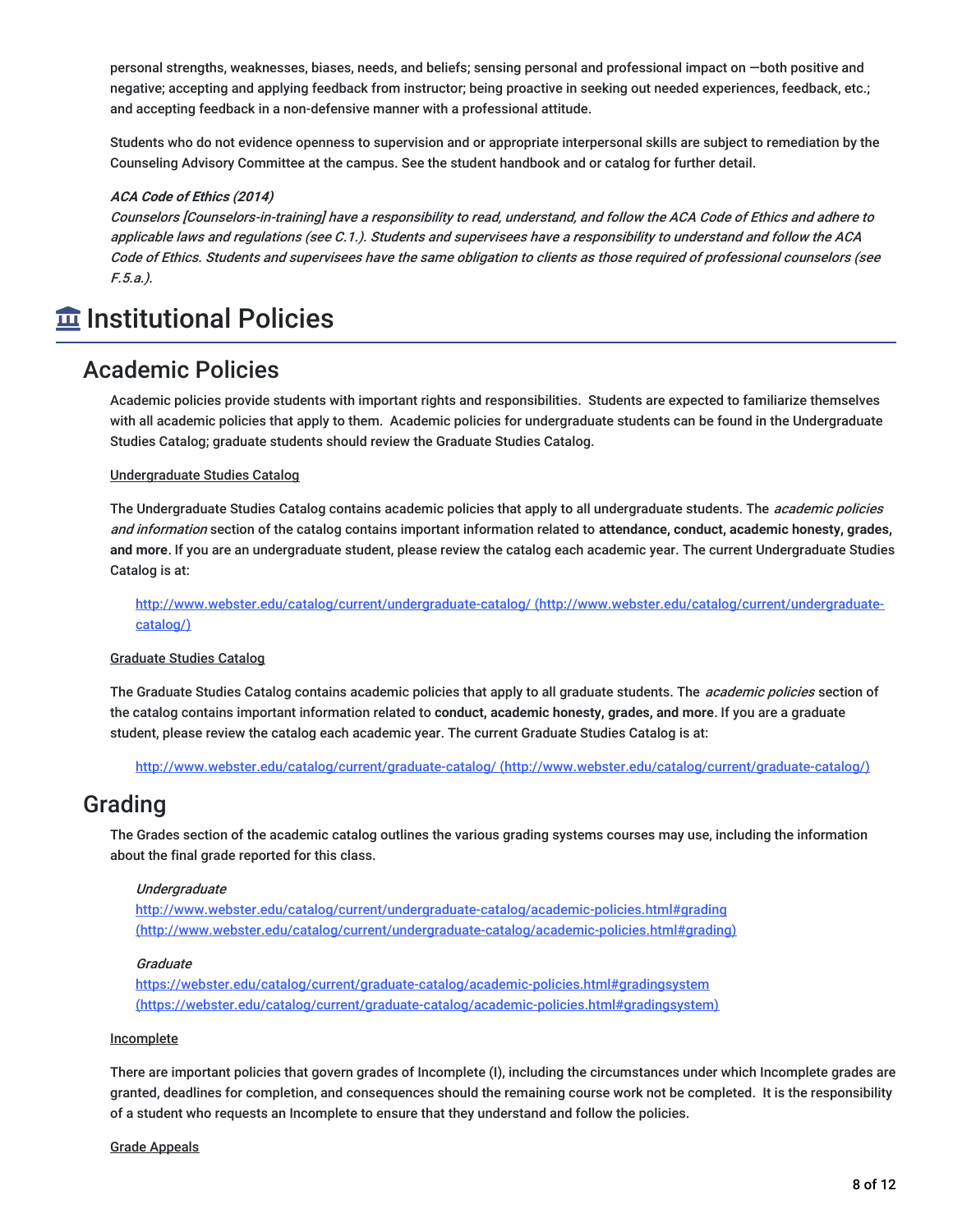personal strengths, weaknesses, biases, needs, and beliefs; sensing personal and professional impact on —both positive and negative; accepting and applying feedback from instructor; being proactive in seeking out needed experiences, feedback, etc.; and accepting feedback in a non-defensive manner with a professional attitude.

Students who do not evidence openness to supervision and or appropriate interpersonal skills are subject to remediation by the Counseling Advisory Committee at the campus. See the student handbook and or catalog for further detail.

***ACA Code of Ethics (2014)***
*Counselors [Counselors-in-training] have a responsibility to read, understand, and follow the ACA Code of Ethics and adhere to applicable laws and regulations (see C.1.). Students and supervisees have a responsibility to understand and follow the ACA Code of Ethics. Students and supervisees have the same obligation to clients as those required of professional counselors (see F.5.a.).*

# Institutional Policies

## Academic Policies

Academic policies provide students with important rights and responsibilities. Students are expected to familiarize themselves with all academic policies that apply to them. Academic policies for undergraduate students can be found in the Undergraduate Studies Catalog; graduate students should review the Graduate Studies Catalog.

Undergraduate Studies Catalog

The Undergraduate Studies Catalog contains academic policies that apply to all undergraduate students. The *academic policies and information* section of the catalog contains important information related to **attendance, conduct, academic honesty, grades, and more**. If you are an undergraduate student, please review the catalog each academic year. The current Undergraduate Studies Catalog is at:

> http://www.webster.edu/catalog/current/undergraduate-catalog/ (http://www.webster.edu/catalog/current/undergraduate-catalog/)

Graduate Studies Catalog

The Graduate Studies Catalog contains academic policies that apply to all graduate students. The *academic policies* section of the catalog contains important information related to **conduct, academic honesty, grades, and more**. If you are a graduate student, please review the catalog each academic year. The current Graduate Studies Catalog is at:

> http://www.webster.edu/catalog/current/graduate-catalog/ (http://www.webster.edu/catalog/current/graduate-catalog/)

## Grading

The Grades section of the academic catalog outlines the various grading systems courses may use, including the information about the final grade reported for this class.

> *Undergraduate*
> http://www.webster.edu/catalog/current/undergraduate-catalog/academic-policies.html#grading (http://www.webster.edu/catalog/current/undergraduate-catalog/academic-policies.html#grading)
>
> *Graduate*
> https://webster.edu/catalog/current/graduate-catalog/academic-policies.html#gradingsystem (https://webster.edu/catalog/current/graduate-catalog/academic-policies.html#gradingsystem)

Incomplete

There are important policies that govern grades of Incomplete (I), including the circumstances under which Incomplete grades are granted, deadlines for completion, and consequences should the remaining course work not be completed. It is the responsibility of a student who requests an Incomplete to ensure that they understand and follow the policies.

Grade Appeals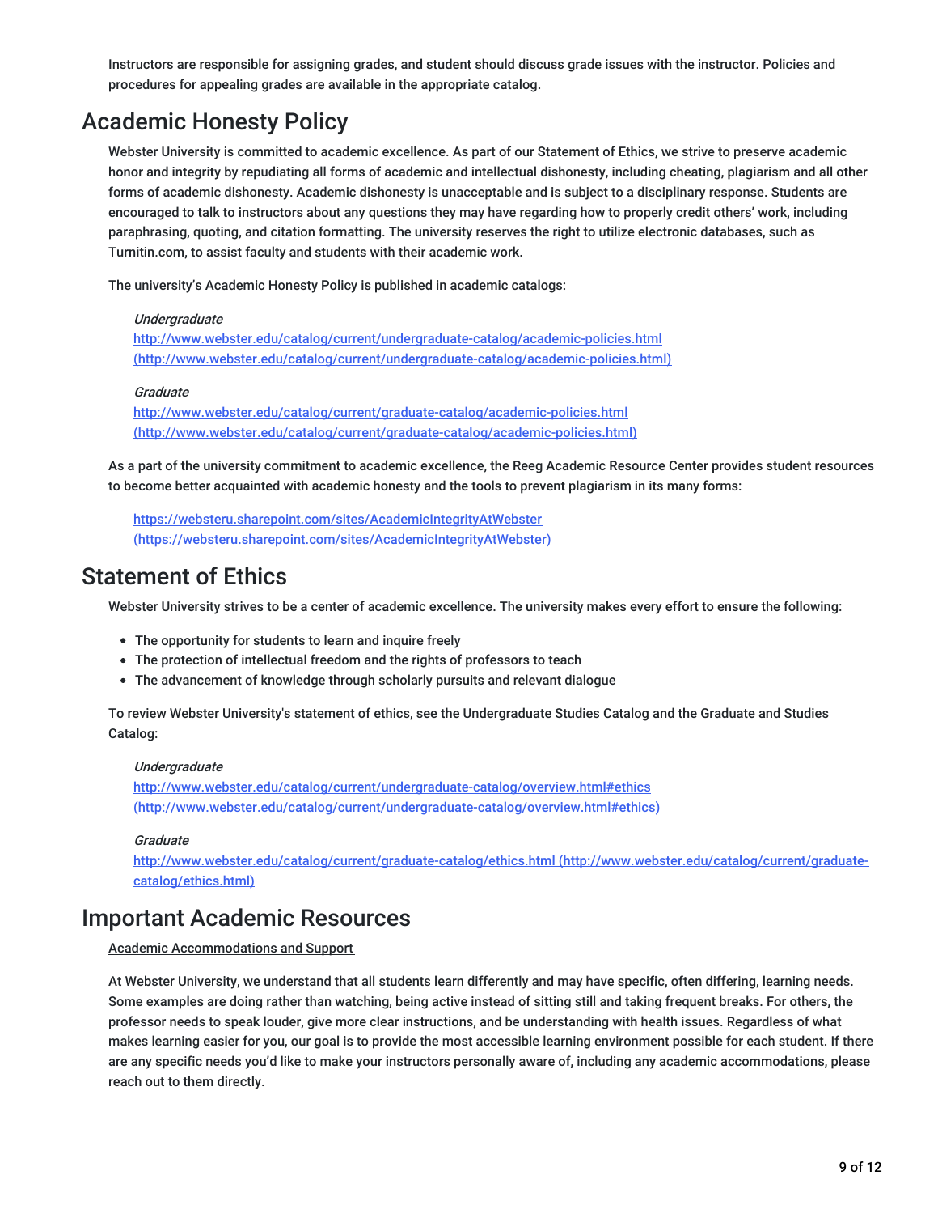Instructors are responsible for assigning grades, and student should discuss grade issues with the instructor. Policies and procedures for appealing grades are available in the appropriate catalog.

## Academic Honesty Policy

Webster University is committed to academic excellence. As part of our Statement of Ethics, we strive to preserve academic honor and integrity by repudiating all forms of academic and intellectual dishonesty, including cheating, plagiarism and all other forms of academic dishonesty. Academic dishonesty is unacceptable and is subject to a disciplinary response. Students are encouraged to talk to instructors about any questions they may have regarding how to properly credit others' work, including paraphrasing, quoting, and citation formatting. The university reserves the right to utilize electronic databases, such as Turnitin.com, to assist faculty and students with their academic work.

The university's Academic Honesty Policy is published in academic catalogs:

*Undergraduate*
http://www.webster.edu/catalog/current/undergraduate-catalog/academic-policies.html (http://www.webster.edu/catalog/current/undergraduate-catalog/academic-policies.html)

*Graduate*
http://www.webster.edu/catalog/current/graduate-catalog/academic-policies.html (http://www.webster.edu/catalog/current/graduate-catalog/academic-policies.html)

As a part of the university commitment to academic excellence, the Reeg Academic Resource Center provides student resources to become better acquainted with academic honesty and the tools to prevent plagiarism in its many forms:

https://websteru.sharepoint.com/sites/AcademicIntegrityAtWebster (https://websteru.sharepoint.com/sites/AcademicIntegrityAtWebster)

## Statement of Ethics

Webster University strives to be a center of academic excellence. The university makes every effort to ensure the following:

- The opportunity for students to learn and inquire freely
- The protection of intellectual freedom and the rights of professors to teach
- The advancement of knowledge through scholarly pursuits and relevant dialogue

To review Webster University's statement of ethics, see the Undergraduate Studies Catalog and the Graduate and Studies Catalog:

*Undergraduate*
http://www.webster.edu/catalog/current/undergraduate-catalog/overview.html#ethics (http://www.webster.edu/catalog/current/undergraduate-catalog/overview.html#ethics)

*Graduate*
http://www.webster.edu/catalog/current/graduate-catalog/ethics.html (http://www.webster.edu/catalog/current/graduate-catalog/ethics.html)

## Important Academic Resources

Academic Accommodations and Support

At Webster University, we understand that all students learn differently and may have specific, often differing, learning needs. Some examples are doing rather than watching, being active instead of sitting still and taking frequent breaks. For others, the professor needs to speak louder, give more clear instructions, and be understanding with health issues. Regardless of what makes learning easier for you, our goal is to provide the most accessible learning environment possible for each student. If there are any specific needs you'd like to make your instructors personally aware of, including any academic accommodations, please reach out to them directly.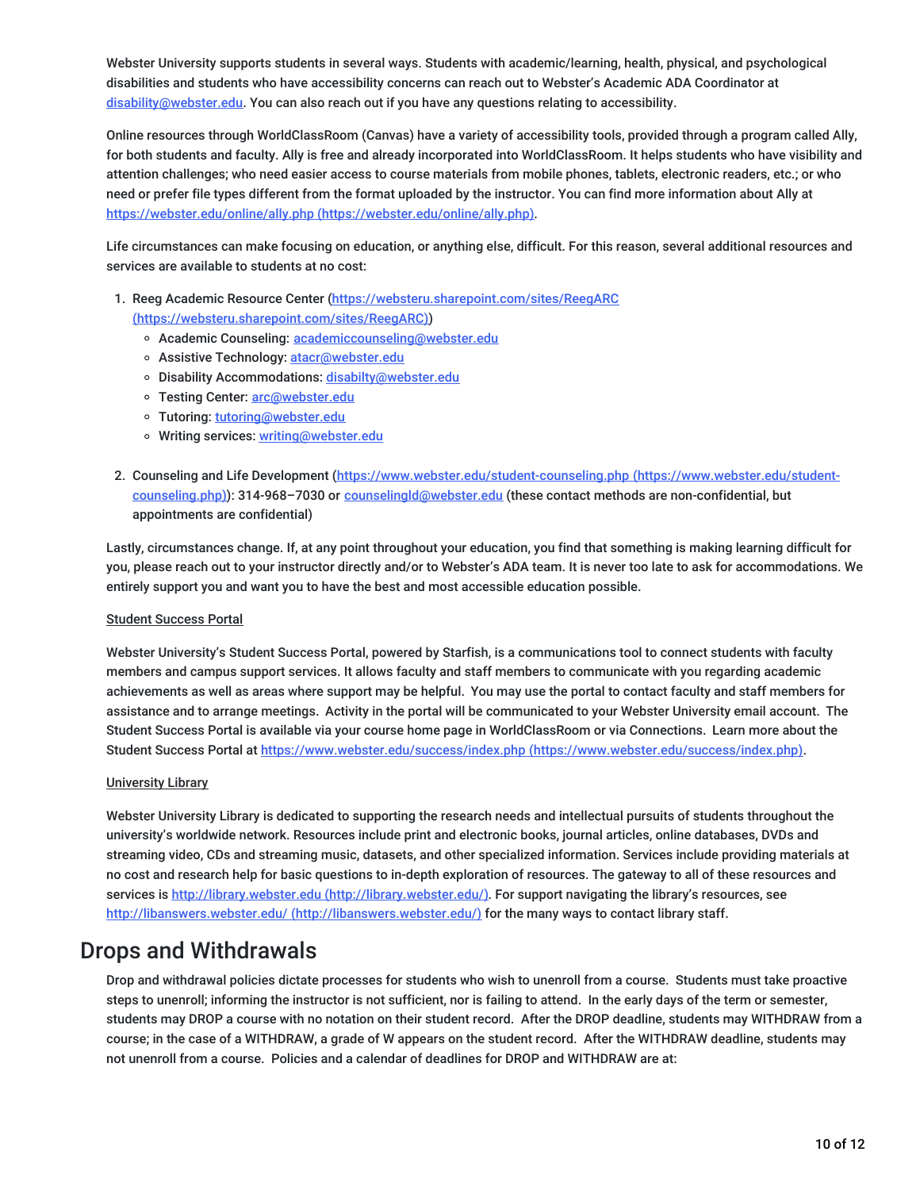Webster University supports students in several ways. Students with academic/learning, health, physical, and psychological disabilities and students who have accessibility concerns can reach out to Webster's Academic ADA Coordinator at disability@webster.edu. You can also reach out if you have any questions relating to accessibility.

Online resources through WorldClassRoom (Canvas) have a variety of accessibility tools, provided through a program called Ally, for both students and faculty. Ally is free and already incorporated into WorldClassRoom. It helps students who have visibility and attention challenges; who need easier access to course materials from mobile phones, tablets, electronic readers, etc.; or who need or prefer file types different from the format uploaded by the instructor. You can find more information about Ally at https://webster.edu/online/ally.php (https://webster.edu/online/ally.php).

Life circumstances can make focusing on education, or anything else, difficult. For this reason, several additional resources and services are available to students at no cost:

1. Reeg Academic Resource Center (https://websteru.sharepoint.com/sites/ReegARC (https://websteru.sharepoint.com/sites/ReegARC))
   - Academic Counseling: academiccounseling@webster.edu
   - Assistive Technology: atacr@webster.edu
   - Disability Accommodations: disabilty@webster.edu
   - Testing Center: arc@webster.edu
   - Tutoring: tutoring@webster.edu
   - Writing services: writing@webster.edu

2. Counseling and Life Development (https://www.webster.edu/student-counseling.php (https://www.webster.edu/student-counseling.php)): 314-968–7030 or counselingld@webster.edu (these contact methods are non-confidential, but appointments are confidential)

Lastly, circumstances change. If, at any point throughout your education, you find that something is making learning difficult for you, please reach out to your instructor directly and/or to Webster's ADA team. It is never too late to ask for accommodations. We entirely support you and want you to have the best and most accessible education possible.

Student Success Portal

Webster University's Student Success Portal, powered by Starfish, is a communications tool to connect students with faculty members and campus support services. It allows faculty and staff members to communicate with you regarding academic achievements as well as areas where support may be helpful. You may use the portal to contact faculty and staff members for assistance and to arrange meetings. Activity in the portal will be communicated to your Webster University email account. The Student Success Portal is available via your course home page in WorldClassRoom or via Connections. Learn more about the Student Success Portal at https://www.webster.edu/success/index.php (https://www.webster.edu/success/index.php).

University Library

Webster University Library is dedicated to supporting the research needs and intellectual pursuits of students throughout the university's worldwide network. Resources include print and electronic books, journal articles, online databases, DVDs and streaming video, CDs and streaming music, datasets, and other specialized information. Services include providing materials at no cost and research help for basic questions to in-depth exploration of resources. The gateway to all of these resources and services is http://library.webster.edu (http://library.webster.edu/). For support navigating the library's resources, see http://libanswers.webster.edu/ (http://libanswers.webster.edu/) for the many ways to contact library staff.

# Drops and Withdrawals

Drop and withdrawal policies dictate processes for students who wish to unenroll from a course. Students must take proactive steps to unenroll; informing the instructor is not sufficient, nor is failing to attend. In the early days of the term or semester, students may DROP a course with no notation on their student record. After the DROP deadline, students may WITHDRAW from a course; in the case of a WITHDRAW, a grade of W appears on the student record. After the WITHDRAW deadline, students may not unenroll from a course. Policies and a calendar of deadlines for DROP and WITHDRAW are at: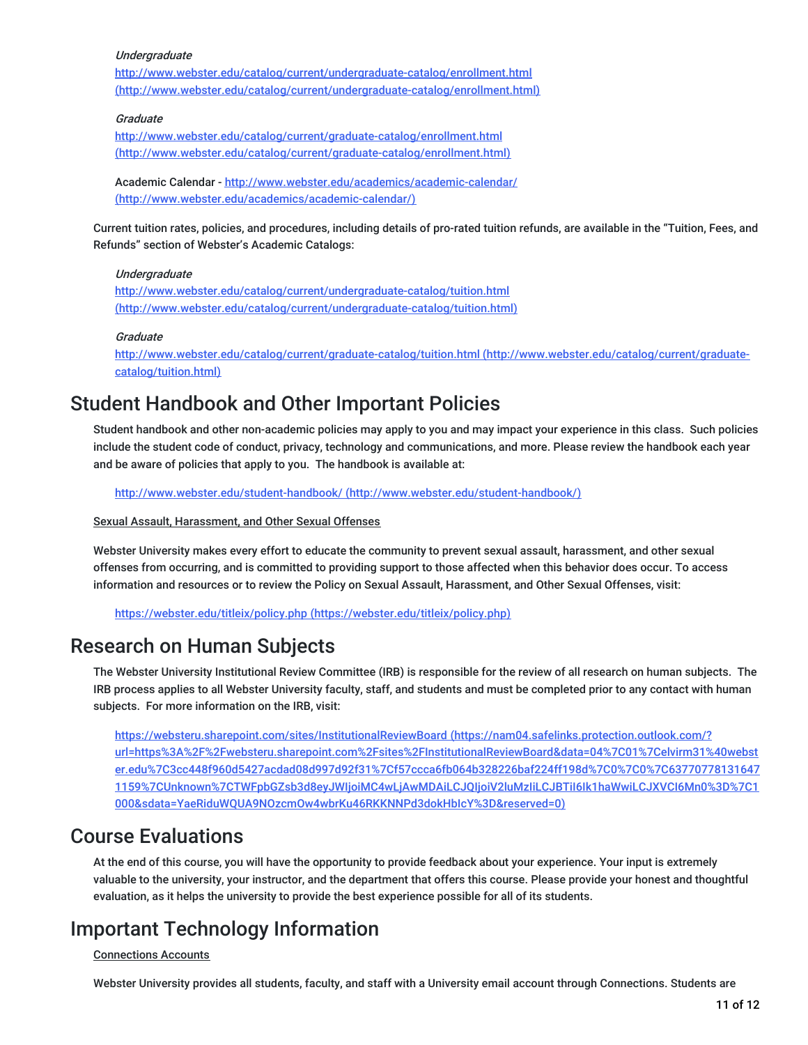*Undergraduate*
http://www.webster.edu/catalog/current/undergraduate-catalog/enrollment.html (http://www.webster.edu/catalog/current/undergraduate-catalog/enrollment.html)

*Graduate*
http://www.webster.edu/catalog/current/graduate-catalog/enrollment.html (http://www.webster.edu/catalog/current/graduate-catalog/enrollment.html)

Academic Calendar - http://www.webster.edu/academics/academic-calendar/ (http://www.webster.edu/academics/academic-calendar/)

Current tuition rates, policies, and procedures, including details of pro-rated tuition refunds, are available in the “Tuition, Fees, and Refunds” section of Webster’s Academic Catalogs:

*Undergraduate*
http://www.webster.edu/catalog/current/undergraduate-catalog/tuition.html (http://www.webster.edu/catalog/current/undergraduate-catalog/tuition.html)

*Graduate*
http://www.webster.edu/catalog/current/graduate-catalog/tuition.html (http://www.webster.edu/catalog/current/graduate-catalog/tuition.html)

# Student Handbook and Other Important Policies

Student handbook and other non-academic policies may apply to you and may impact your experience in this class. Such policies include the student code of conduct, privacy, technology and communications, and more. Please review the handbook each year and be aware of policies that apply to you. The handbook is available at:

http://www.webster.edu/student-handbook/ (http://www.webster.edu/student-handbook/)

Sexual Assault, Harassment, and Other Sexual Offenses

Webster University makes every effort to educate the community to prevent sexual assault, harassment, and other sexual offenses from occurring, and is committed to providing support to those affected when this behavior does occur. To access information and resources or to review the Policy on Sexual Assault, Harassment, and Other Sexual Offenses, visit:

https://webster.edu/titleix/policy.php (https://webster.edu/titleix/policy.php)

# Research on Human Subjects

The Webster University Institutional Review Committee (IRB) is responsible for the review of all research on human subjects. The IRB process applies to all Webster University faculty, staff, and students and must be completed prior to any contact with human subjects. For more information on the IRB, visit:

https://websteru.sharepoint.com/sites/InstitutionalReviewBoard (https://nam04.safelinks.protection.outlook.com/?url=https%3A%2F%2Fwebsteru.sharepoint.com%2Fsites%2FInstitutionalReviewBoard&data=04%7C01%7Celvirm31%40webster.edu%7C3cc448f960d5427acdad08d997d92f31%7Cf57ccca6fb064b328226baf224ff198d%7C0%7C0%7C637707781316471159%7CUnknown%7CTWFpbGZsb3d8eyJWIjoiMC4wLjAwMDAiLCJQIjoiV2luMzIiLCJBTiI6Ik1haWwiLCJXVCI6Mn0%3D%7C1000&sdata=YaeRiduWQUA9NOzcmOw4wbrKu46RKKNNPd3dokHbIcY%3D&reserved=0)

# Course Evaluations

At the end of this course, you will have the opportunity to provide feedback about your experience. Your input is extremely valuable to the university, your instructor, and the department that offers this course. Please provide your honest and thoughtful evaluation, as it helps the university to provide the best experience possible for all of its students.

# Important Technology Information

Connections Accounts

Webster University provides all students, faculty, and staff with a University email account through Connections. Students are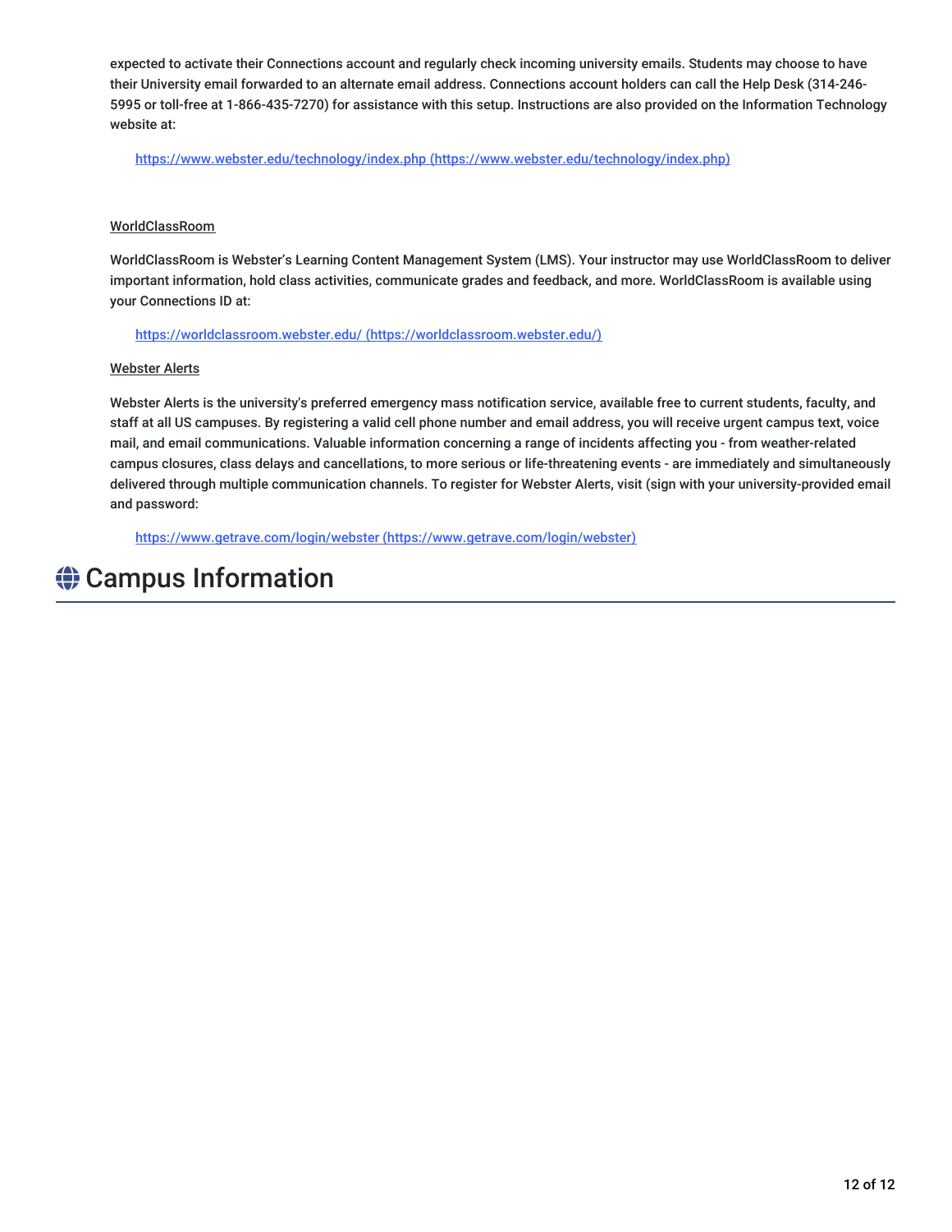expected to activate their Connections account and regularly check incoming university emails. Students may choose to have their University email forwarded to an alternate email address. Connections account holders can call the Help Desk (314-246-5995 or toll-free at 1-866-435-7270) for assistance with this setup. Instructions are also provided on the Information Technology website at:

[https://www.webster.edu/technology/index.php (https://www.webster.edu/technology/index.php)](https://www.webster.edu/technology/index.php)

WorldClassRoom

WorldClassRoom is Webster's Learning Content Management System (LMS). Your instructor may use WorldClassRoom to deliver important information, hold class activities, communicate grades and feedback, and more. WorldClassRoom is available using your Connections ID at:

[https://worldclassroom.webster.edu/ (https://worldclassroom.webster.edu/)](https://worldclassroom.webster.edu/)

Webster Alerts

Webster Alerts is the university's preferred emergency mass notification service, available free to current students, faculty, and staff at all US campuses. By registering a valid cell phone number and email address, you will receive urgent campus text, voice mail, and email communications. Valuable information concerning a range of incidents affecting you - from weather-related campus closures, class delays and cancellations, to more serious or life-threatening events - are immediately and simultaneously delivered through multiple communication channels. To register for Webster Alerts, visit (sign with your university-provided email and password:

[https://www.getrave.com/login/webster (https://www.getrave.com/login/webster)](https://www.getrave.com/login/webster)

# Campus Information